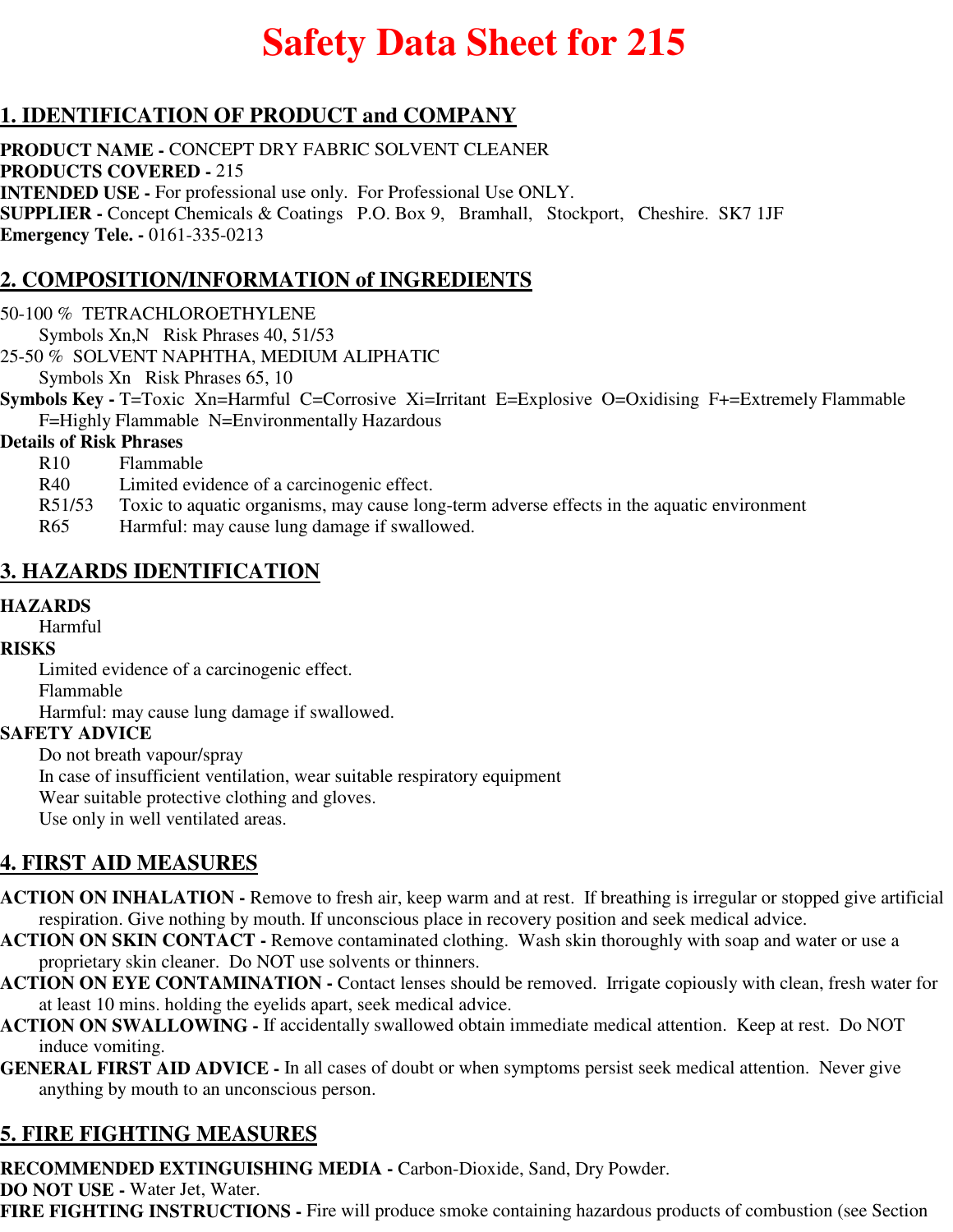# Safety Data Sheet for 215

## 1. IDENTIFICATION OF PRODUCT and COMPANY

**PRODUCT NAME -** CONCEPT DRY FABRIC SOLVENT CLEANER
**PRODUCTS COVERED -** 215
**INTENDED USE -** For professional use only. For Professional Use ONLY.
**SUPPLIER -** Concept Chemicals & Coatings P.O. Box 9, Bramhall, Stockport, Cheshire. SK7 1JF
**Emergency Tele. -** 0161-335-0213

## 2. COMPOSITION/INFORMATION of INGREDIENTS

50-100 % TETRACHLOROETHYLENE
Symbols Xn,N Risk Phrases 40, 51/53
25-50 % SOLVENT NAPHTHA, MEDIUM ALIPHATIC
Symbols Xn Risk Phrases 65, 10
**Symbols Key -** T=Toxic Xn=Harmful C=Corrosive Xi=Irritant E=Explosive O=Oxidising F+=Extremely Flammable F=Highly Flammable N=Environmentally Hazardous
**Details of Risk Phrases**
R10 Flammable
R40 Limited evidence of a carcinogenic effect.
R51/53 Toxic to aquatic organisms, may cause long-term adverse effects in the aquatic environment
R65 Harmful: may cause lung damage if swallowed.

## 3. HAZARDS IDENTIFICATION

**HAZARDS**
Harmful
**RISKS**
Limited evidence of a carcinogenic effect.
Flammable
Harmful: may cause lung damage if swallowed.
**SAFETY ADVICE**
Do not breath vapour/spray
In case of insufficient ventilation, wear suitable respiratory equipment
Wear suitable protective clothing and gloves.
Use only in well ventilated areas.

## 4. FIRST AID MEASURES

**ACTION ON INHALATION -** Remove to fresh air, keep warm and at rest. If breathing is irregular or stopped give artificial respiration. Give nothing by mouth. If unconscious place in recovery position and seek medical advice.
**ACTION ON SKIN CONTACT -** Remove contaminated clothing. Wash skin thoroughly with soap and water or use a proprietary skin cleaner. Do NOT use solvents or thinners.
**ACTION ON EYE CONTAMINATION -** Contact lenses should be removed. Irrigate copiously with clean, fresh water for at least 10 mins. holding the eyelids apart, seek medical advice.
**ACTION ON SWALLOWING -** If accidentally swallowed obtain immediate medical attention. Keep at rest. Do NOT induce vomiting.
**GENERAL FIRST AID ADVICE -** In all cases of doubt or when symptoms persist seek medical attention. Never give anything by mouth to an unconscious person.

## 5. FIRE FIGHTING MEASURES

**RECOMMENDED EXTINGUISHING MEDIA -** Carbon-Dioxide, Sand, Dry Powder.
**DO NOT USE -** Water Jet, Water.
**FIRE FIGHTING INSTRUCTIONS -** Fire will produce smoke containing hazardous products of combustion (see Section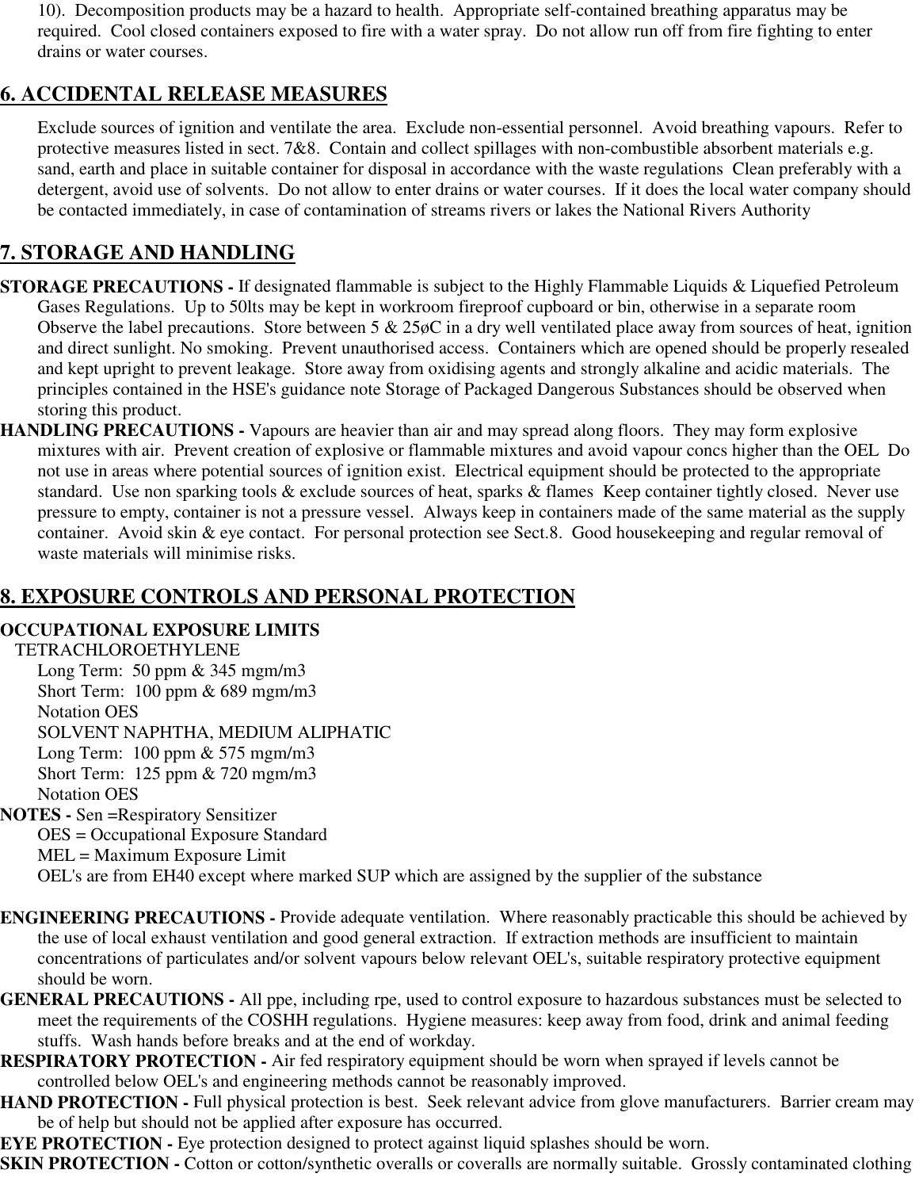10). Decomposition products may be a hazard to health. Appropriate self-contained breathing apparatus may be required. Cool closed containers exposed to fire with a water spray. Do not allow run off from fire fighting to enter drains or water courses.

## 6. ACCIDENTAL RELEASE MEASURES

Exclude sources of ignition and ventilate the area. Exclude non-essential personnel. Avoid breathing vapours. Refer to protective measures listed in sect. 7&8. Contain and collect spillages with non-combustible absorbent materials e.g. sand, earth and place in suitable container for disposal in accordance with the waste regulations Clean preferably with a detergent, avoid use of solvents. Do not allow to enter drains or water courses. If it does the local water company should be contacted immediately, in case of contamination of streams rivers or lakes the National Rivers Authority

## 7. STORAGE AND HANDLING

**STORAGE PRECAUTIONS -** If designated flammable is subject to the Highly Flammable Liquids & Liquefied Petroleum Gases Regulations. Up to 50lts may be kept in workroom fireproof cupboard or bin, otherwise in a separate room Observe the label precautions. Store between 5 & 25øC in a dry well ventilated place away from sources of heat, ignition and direct sunlight. No smoking. Prevent unauthorised access. Containers which are opened should be properly resealed and kept upright to prevent leakage. Store away from oxidising agents and strongly alkaline and acidic materials. The principles contained in the HSE's guidance note Storage of Packaged Dangerous Substances should be observed when storing this product.

**HANDLING PRECAUTIONS -** Vapours are heavier than air and may spread along floors. They may form explosive mixtures with air. Prevent creation of explosive or flammable mixtures and avoid vapour concs higher than the OEL Do not use in areas where potential sources of ignition exist. Electrical equipment should be protected to the appropriate standard. Use non sparking tools & exclude sources of heat, sparks & flames Keep container tightly closed. Never use pressure to empty, container is not a pressure vessel. Always keep in containers made of the same material as the supply container. Avoid skin & eye contact. For personal protection see Sect.8. Good housekeeping and regular removal of waste materials will minimise risks.

## 8. EXPOSURE CONTROLS AND PERSONAL PROTECTION

**OCCUPATIONAL EXPOSURE LIMITS**

TETRACHLOROETHYLENE
Long Term: 50 ppm & 345 mgm/m3
Short Term: 100 ppm & 689 mgm/m3
Notation OES
SOLVENT NAPHTHA, MEDIUM ALIPHATIC
Long Term: 100 ppm & 575 mgm/m3
Short Term: 125 ppm & 720 mgm/m3
Notation OES

**NOTES -** Sen =Respiratory Sensitizer
OES = Occupational Exposure Standard
MEL = Maximum Exposure Limit
OEL's are from EH40 except where marked SUP which are assigned by the supplier of the substance

**ENGINEERING PRECAUTIONS -** Provide adequate ventilation. Where reasonably practicable this should be achieved by the use of local exhaust ventilation and good general extraction. If extraction methods are insufficient to maintain concentrations of particulates and/or solvent vapours below relevant OEL's, suitable respiratory protective equipment should be worn.

**GENERAL PRECAUTIONS -** All ppe, including rpe, used to control exposure to hazardous substances must be selected to meet the requirements of the COSHH regulations. Hygiene measures: keep away from food, drink and animal feeding stuffs. Wash hands before breaks and at the end of workday.

**RESPIRATORY PROTECTION -** Air fed respiratory equipment should be worn when sprayed if levels cannot be controlled below OEL's and engineering methods cannot be reasonably improved.

**HAND PROTECTION -** Full physical protection is best. Seek relevant advice from glove manufacturers. Barrier cream may be of help but should not be applied after exposure has occurred.

**EYE PROTECTION -** Eye protection designed to protect against liquid splashes should be worn.

**SKIN PROTECTION -** Cotton or cotton/synthetic overalls or coveralls are normally suitable. Grossly contaminated clothing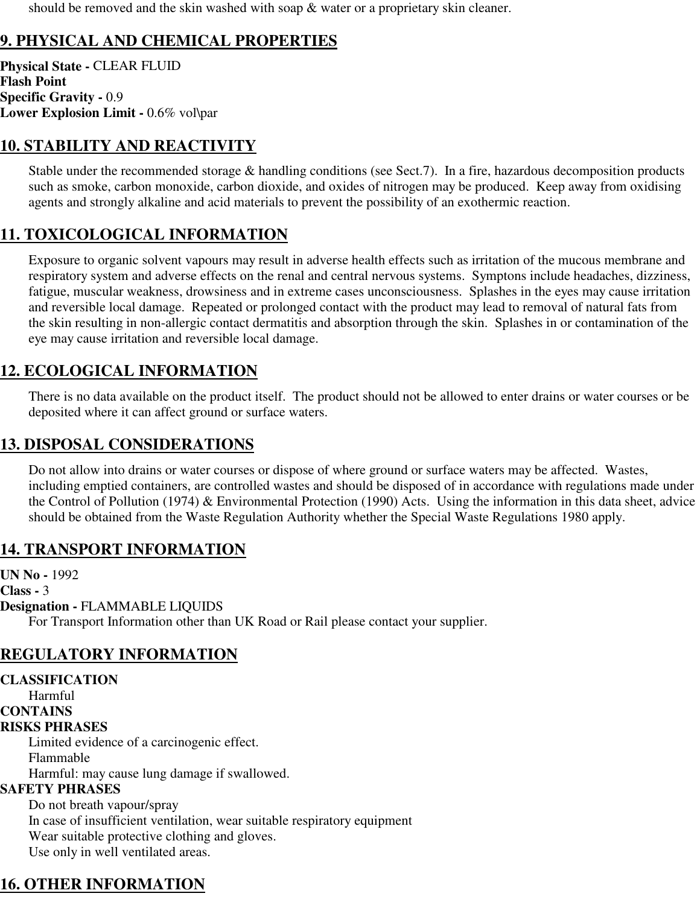should be removed and the skin washed with soap & water or a proprietary skin cleaner.

## 9. PHYSICAL AND CHEMICAL PROPERTIES

**Physical State -** CLEAR FLUID
**Flash Point**
**Specific Gravity -** 0.9
**Lower Explosion Limit -** 0.6% vol\par

## 10. STABILITY AND REACTIVITY

Stable under the recommended storage & handling conditions (see Sect.7). In a fire, hazardous decomposition products such as smoke, carbon monoxide, carbon dioxide, and oxides of nitrogen may be produced. Keep away from oxidising agents and strongly alkaline and acid materials to prevent the possibility of an exothermic reaction.

## 11. TOXICOLOGICAL INFORMATION

Exposure to organic solvent vapours may result in adverse health effects such as irritation of the mucous membrane and respiratory system and adverse effects on the renal and central nervous systems. Symptons include headaches, dizziness, fatigue, muscular weakness, drowsiness and in extreme cases unconsciousness. Splashes in the eyes may cause irritation and reversible local damage. Repeated or prolonged contact with the product may lead to removal of natural fats from the skin resulting in non-allergic contact dermatitis and absorption through the skin. Splashes in or contamination of the eye may cause irritation and reversible local damage.

## 12. ECOLOGICAL INFORMATION

There is no data available on the product itself. The product should not be allowed to enter drains or water courses or be deposited where it can affect ground or surface waters.

## 13. DISPOSAL CONSIDERATIONS

Do not allow into drains or water courses or dispose of where ground or surface waters may be affected. Wastes, including emptied containers, are controlled wastes and should be disposed of in accordance with regulations made under the Control of Pollution (1974) & Environmental Protection (1990) Acts. Using the information in this data sheet, advice should be obtained from the Waste Regulation Authority whether the Special Waste Regulations 1980 apply.

## 14. TRANSPORT INFORMATION

**UN No -** 1992
**Class -** 3
**Designation -** FLAMMABLE LIQUIDS

For Transport Information other than UK Road or Rail please contact your supplier.

## REGULATORY INFORMATION

**CLASSIFICATION**

Harmful

**CONTAINS**

**RISKS PHRASES**

Limited evidence of a carcinogenic effect.
Flammable
Harmful: may cause lung damage if swallowed.

**SAFETY PHRASES**

Do not breath vapour/spray
In case of insufficient ventilation, wear suitable respiratory equipment
Wear suitable protective clothing and gloves.
Use only in well ventilated areas.

## 16. OTHER INFORMATION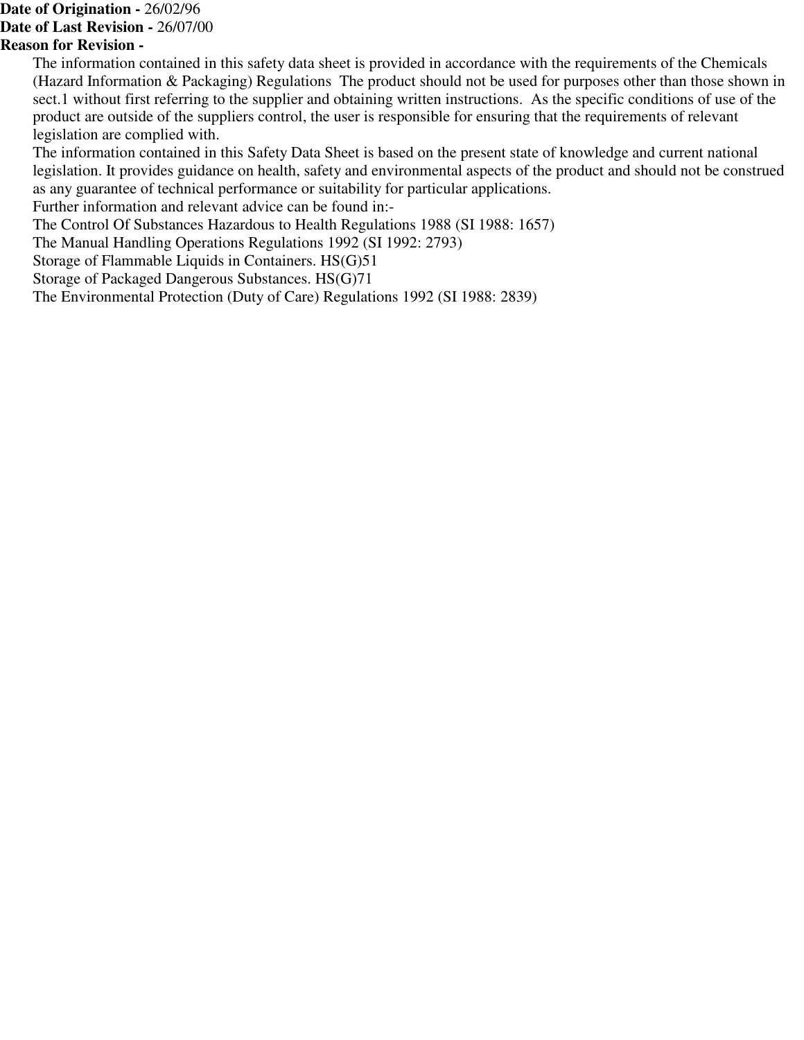**Date of Origination -** 26/02/96

**Date of Last Revision -** 26/07/00

**Reason for Revision -**

The information contained in this safety data sheet is provided in accordance with the requirements of the Chemicals (Hazard Information & Packaging) Regulations  The product should not be used for purposes other than those shown in sect.1 without first referring to the supplier and obtaining written instructions.  As the specific conditions of use of the product are outside of the suppliers control, the user is responsible for ensuring that the requirements of relevant legislation are complied with.

The information contained in this Safety Data Sheet is based on the present state of knowledge and current national legislation. It provides guidance on health, safety and environmental aspects of the product and should not be construed as any guarantee of technical performance or suitability for particular applications.

Further information and relevant advice can be found in:-

The Control Of Substances Hazardous to Health Regulations 1988 (SI 1988: 1657)

The Manual Handling Operations Regulations 1992 (SI 1992: 2793)

Storage of Flammable Liquids in Containers. HS(G)51

Storage of Packaged Dangerous Substances. HS(G)71

The Environmental Protection (Duty of Care) Regulations 1992 (SI 1988: 2839)